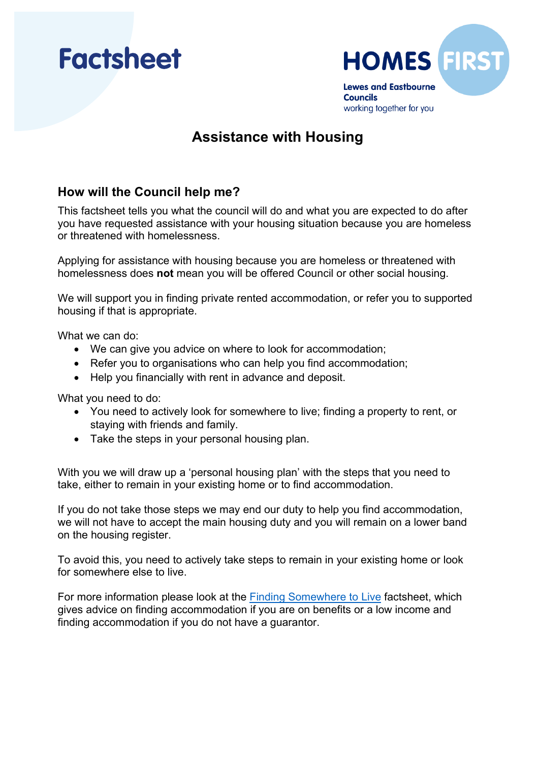Factsheet

HOMES FIRST

Lewes and Eastbourne Councils
working together for you

# Assistance with Housing

## How will the Council help me?

This factsheet tells you what the council will do and what you are expected to do after you have requested assistance with your housing situation because you are homeless or threatened with homelessness.

Applying for assistance with housing because you are homeless or threatened with homelessness does **not** mean you will be offered Council or other social housing.

We will support you in finding private rented accommodation, or refer you to supported housing if that is appropriate.

What we can do:

- We can give you advice on where to look for accommodation;
- Refer you to organisations who can help you find accommodation;
- Help you financially with rent in advance and deposit.

What you need to do:

- You need to actively look for somewhere to live; finding a property to rent, or staying with friends and family.
- Take the steps in your personal housing plan.

With you we will draw up a 'personal housing plan' with the steps that you need to take, either to remain in your existing home or to find accommodation.

If you do not take those steps we may end our duty to help you find accommodation, we will not have to accept the main housing duty and you will remain on a lower band on the housing register.

To avoid this, you need to actively take steps to remain in your existing home or look for somewhere else to live.

For more information please look at the Finding Somewhere to Live factsheet, which gives advice on finding accommodation if you are on benefits or a low income and finding accommodation if you do not have a guarantor.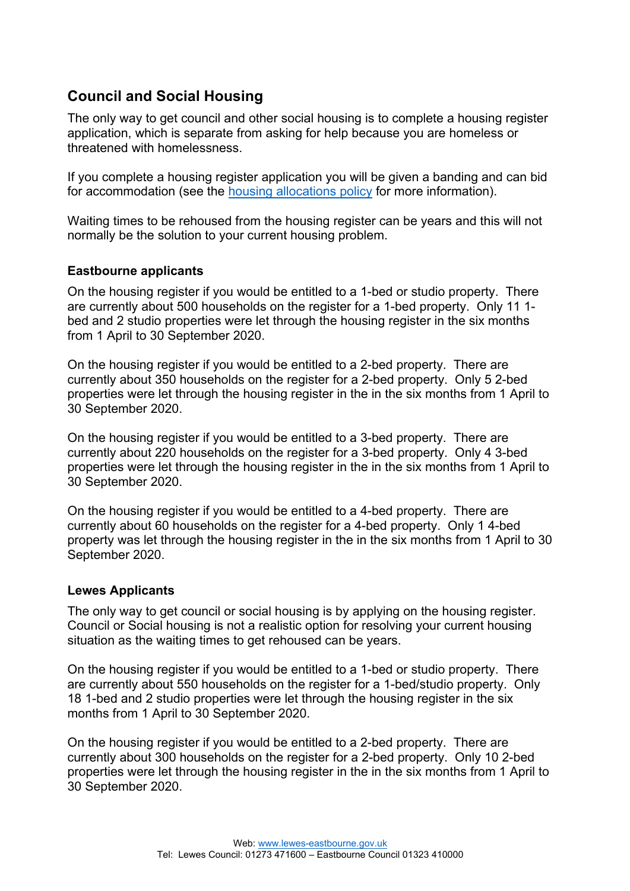## Council and Social Housing

The only way to get council and other social housing is to complete a housing register application, which is separate from asking for help because you are homeless or threatened with homelessness.

If you complete a housing register application you will be given a banding and can bid for accommodation (see the [housing allocations policy]() for more information).

Waiting times to be rehoused from the housing register can be years and this will not normally be the solution to your current housing problem.

### Eastbourne applicants

On the housing register if you would be entitled to a 1-bed or studio property. There are currently about 500 households on the register for a 1-bed property. Only 11 1-bed and 2 studio properties were let through the housing register in the six months from 1 April to 30 September 2020.

On the housing register if you would be entitled to a 2-bed property. There are currently about 350 households on the register for a 2-bed property. Only 5 2-bed properties were let through the housing register in the in the six months from 1 April to 30 September 2020.

On the housing register if you would be entitled to a 3-bed property. There are currently about 220 households on the register for a 3-bed property. Only 4 3-bed properties were let through the housing register in the in the six months from 1 April to 30 September 2020.

On the housing register if you would be entitled to a 4-bed property. There are currently about 60 households on the register for a 4-bed property. Only 1 4-bed property was let through the housing register in the in the six months from 1 April to 30 September 2020.

### Lewes Applicants

The only way to get council or social housing is by applying on the housing register. Council or Social housing is not a realistic option for resolving your current housing situation as the waiting times to get rehoused can be years.

On the housing register if you would be entitled to a 1-bed or studio property. There are currently about 550 households on the register for a 1-bed/studio property. Only 18 1-bed and 2 studio properties were let through the housing register in the six months from 1 April to 30 September 2020.

On the housing register if you would be entitled to a 2-bed property. There are currently about 300 households on the register for a 2-bed property. Only 10 2-bed properties were let through the housing register in the in the six months from 1 April to 30 September 2020.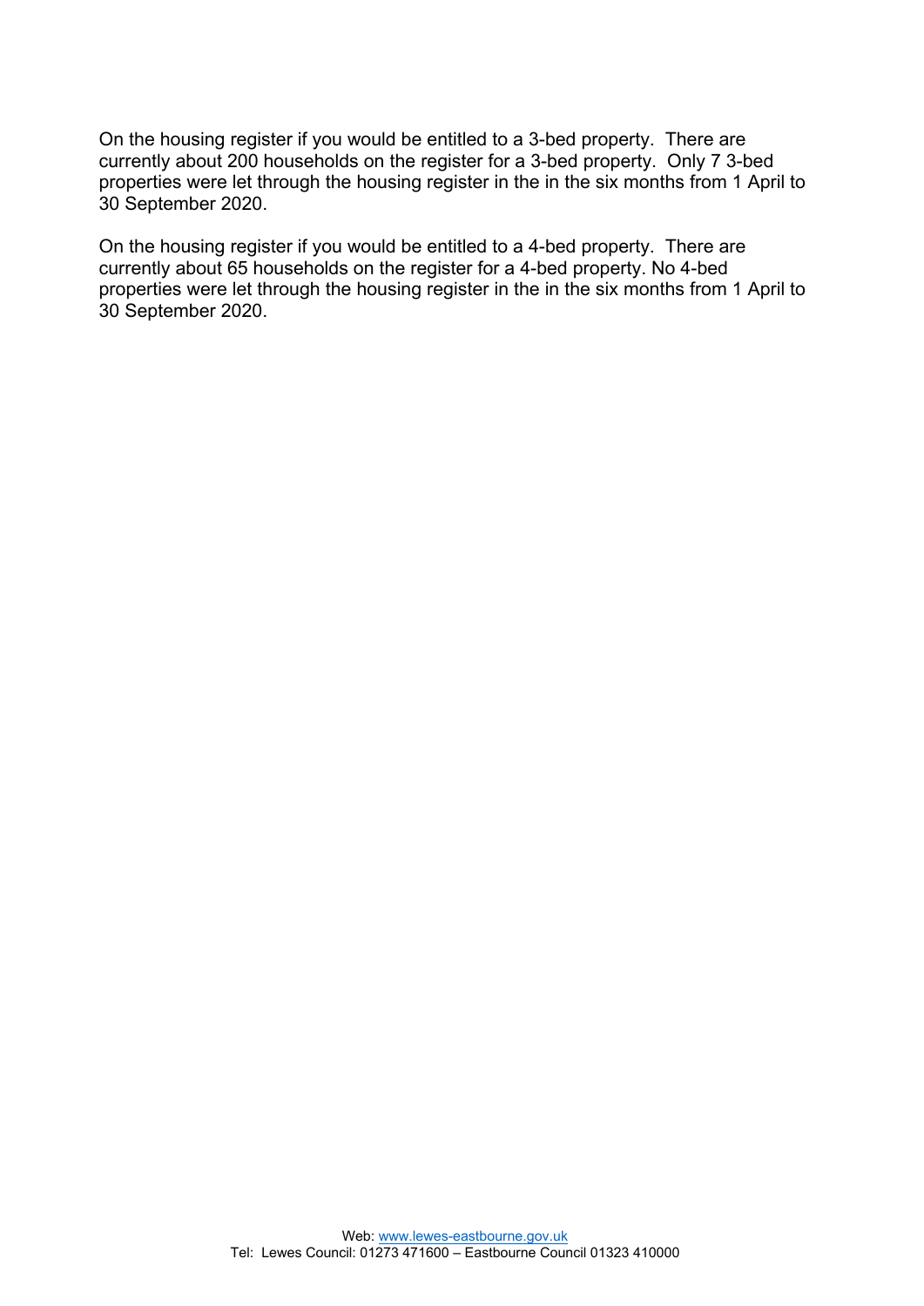On the housing register if you would be entitled to a 3-bed property. There are currently about 200 households on the register for a 3-bed property. Only 7 3-bed properties were let through the housing register in the in the six months from 1 April to 30 September 2020.

On the housing register if you would be entitled to a 4-bed property. There are currently about 65 households on the register for a 4-bed property. No 4-bed properties were let through the housing register in the in the six months from 1 April to 30 September 2020.